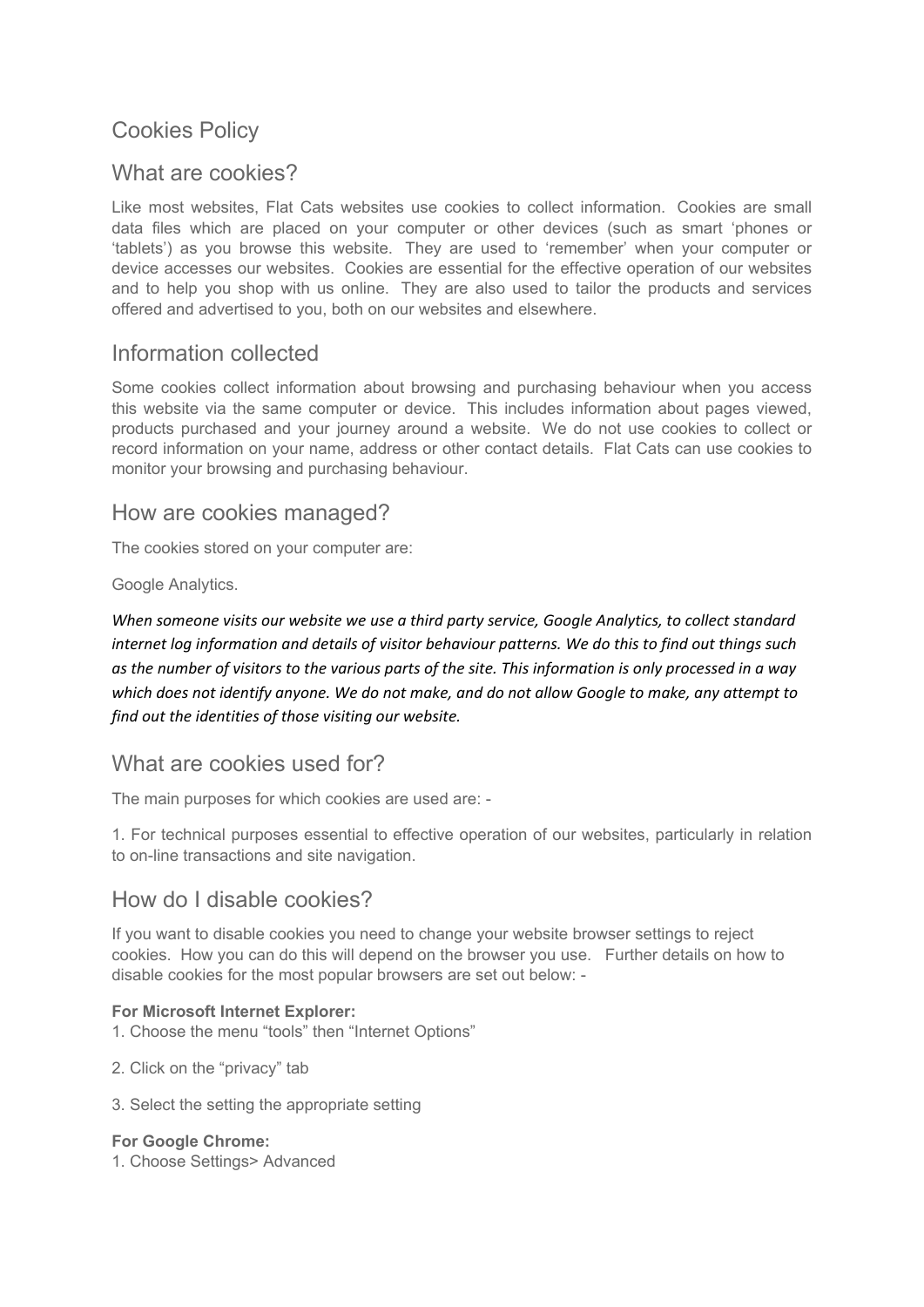# Cookies Policy

## What are cookies?

Like most websites, Flat Cats websites use cookies to collect information. Cookies are small data files which are placed on your computer or other devices (such as smart 'phones or 'tablets') as you browse this website. They are used to 'remember' when your computer or device accesses our websites. Cookies are essential for the effective operation of our websites and to help you shop with us online. They are also used to tailor the products and services offered and advertised to you, both on our websites and elsewhere.

## Information collected

Some cookies collect information about browsing and purchasing behaviour when you access this website via the same computer or device. This includes information about pages viewed, products purchased and your journey around a website. We do not use cookies to collect or record information on your name, address or other contact details. Flat Cats can use cookies to monitor your browsing and purchasing behaviour.

## How are cookies managed?

The cookies stored on your computer are:

Google Analytics.

*When someone visits our website we use a third party service, Google Analytics, to collect standard internet log information and details of visitor behaviour patterns. We do this to find out things such as the number of visitors to the various parts of the site. This information is only processed in a way which does not identify anyone. We do not make, and do not allow Google to make, any attempt to find out the identities of those visiting our website.*

## What are cookies used for?

The main purposes for which cookies are used are: -

1. For technical purposes essential to effective operation of our websites, particularly in relation to on-line transactions and site navigation.

## How do I disable cookies?

If you want to disable cookies you need to change your website browser settings to reject cookies. How you can do this will depend on the browser you use. Further details on how to disable cookies for the most popular browsers are set out below: -

**For Microsoft Internet Explorer:**

1. Choose the menu "tools" then "Internet Options"
2. Click on the "privacy" tab
3. Select the setting the appropriate setting

**For Google Chrome:**

1. Choose Settings> Advanced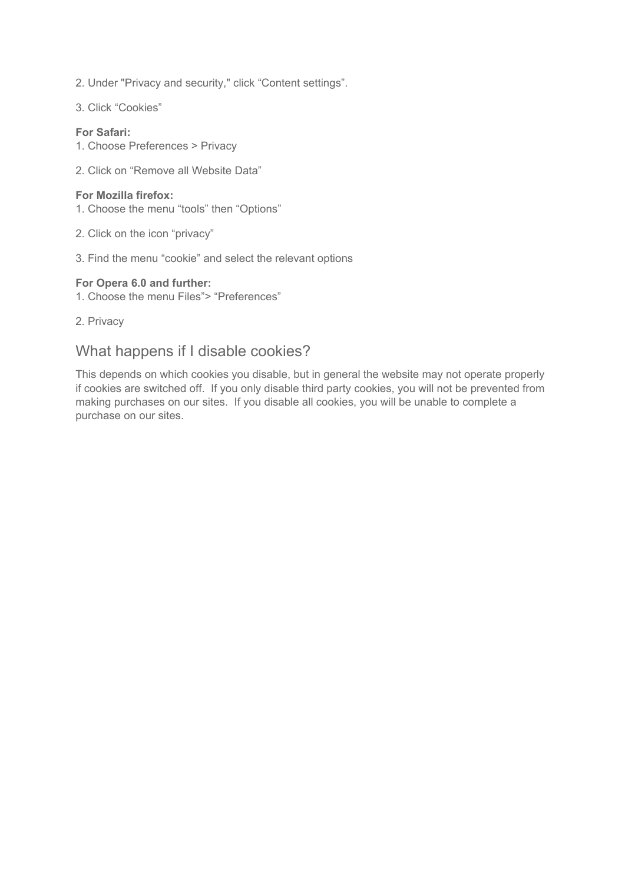2. Under "Privacy and security," click “Content settings”.

3. Click “Cookies”

**For Safari:**
1. Choose Preferences > Privacy

2. Click on “Remove all Website Data”

**For Mozilla firefox:**
1. Choose the menu “tools” then “Options”

2. Click on the icon “privacy”

3. Find the menu “cookie” and select the relevant options

**For Opera 6.0 and further:**
1. Choose the menu Files”> “Preferences”

2. Privacy

## What happens if I disable cookies?

This depends on which cookies you disable, but in general the website may not operate properly if cookies are switched off. If you only disable third party cookies, you will not be prevented from making purchases on our sites. If you disable all cookies, you will be unable to complete a purchase on our sites.